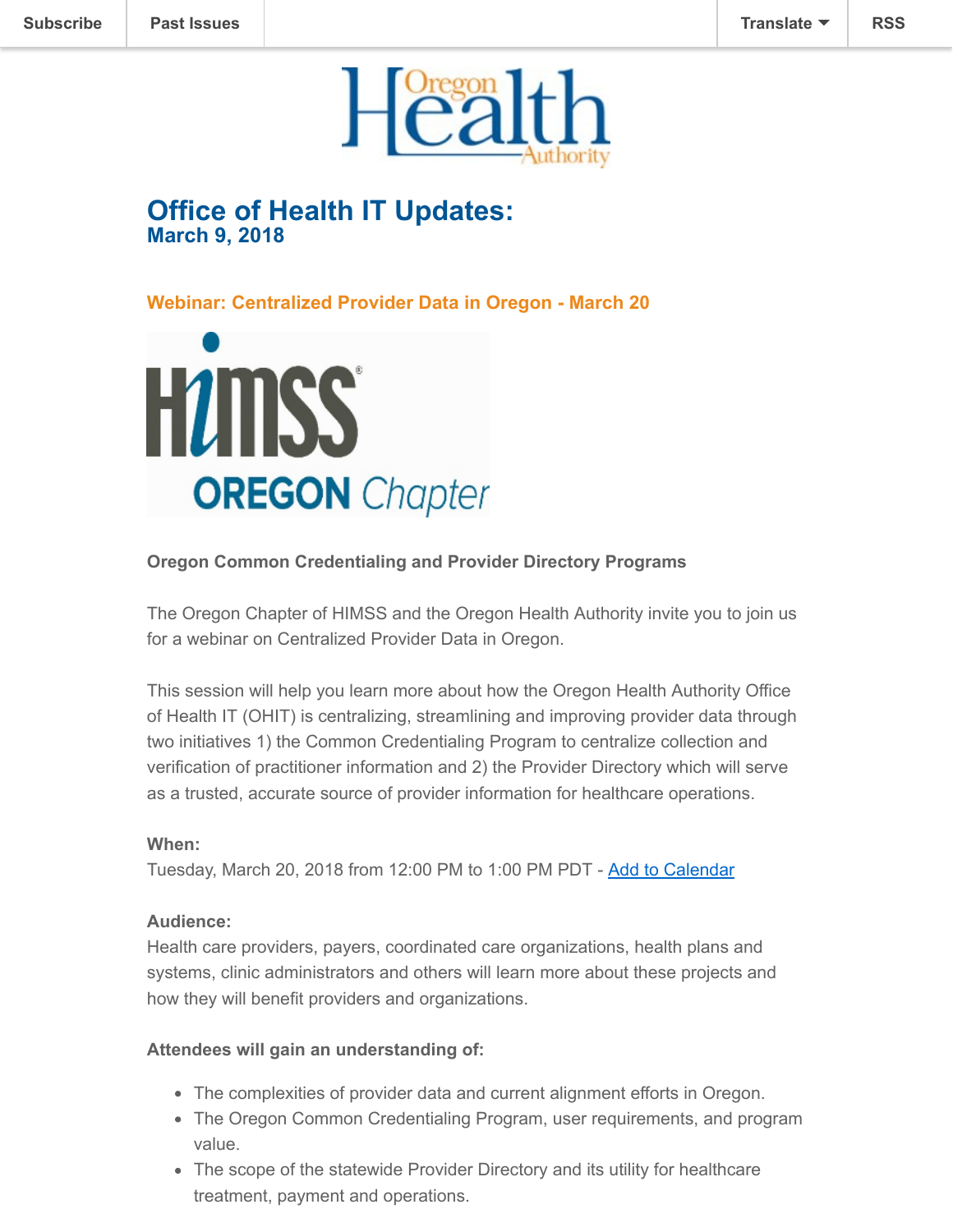Subscribe | Past Issues | Translate | RSS

# Office of Health IT Updates:

## March 9, 2018

### Webinar: Centralized Provider Data in Oregon - March 20

**Oregon Common Credentialing and Provider Directory Programs**

The Oregon Chapter of HIMSS and the Oregon Health Authority invite you to join us for a webinar on Centralized Provider Data in Oregon.

This session will help you learn more about how the Oregon Health Authority Office of Health IT (OHIT) is centralizing, streamlining and improving provider data through two initiatives 1) the Common Credentialing Program to centralize collection and verification of practitioner information and 2) the Provider Directory which will serve as a trusted, accurate source of provider information for healthcare operations.

**When:**
Tuesday, March 20, 2018 from 12:00 PM to 1:00 PM PDT - Add to Calendar

**Audience:**
Health care providers, payers, coordinated care organizations, health plans and systems, clinic administrators and others will learn more about these projects and how they will benefit providers and organizations.

**Attendees will gain an understanding of:**

- The complexities of provider data and current alignment efforts in Oregon.
- The Oregon Common Credentialing Program, user requirements, and program value.
- The scope of the statewide Provider Directory and its utility for healthcare treatment, payment and operations.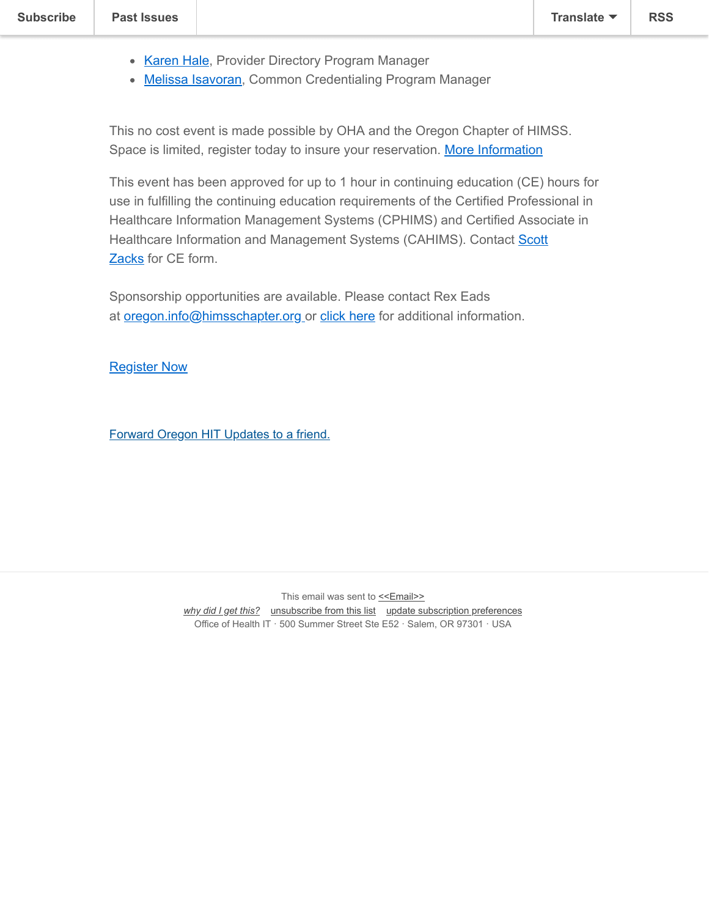- Karen Hale, Provider Directory Program Manager
- Melissa Isavoran, Common Credentialing Program Manager

This no cost event is made possible by OHA and the Oregon Chapter of HIMSS. Space is limited, register today to insure your reservation. More Information

This event has been approved for up to 1 hour in continuing education (CE) hours for use in fulfilling the continuing education requirements of the Certified Professional in Healthcare Information Management Systems (CPHIMS) and Certified Associate in Healthcare Information and Management Systems (CAHIMS). Contact Scott Zacks for CE form.

Sponsorship opportunities are available. Please contact Rex Eads at oregon.info@himsschapter.org or click here for additional information.

Register Now

Forward Oregon HIT Updates to a friend.

This email was sent to <<Email>>

*why did I get this?* unsubscribe from this list update subscription preferences

Office of Health IT · 500 Summer Street Ste E52 · Salem, OR 97301 · USA